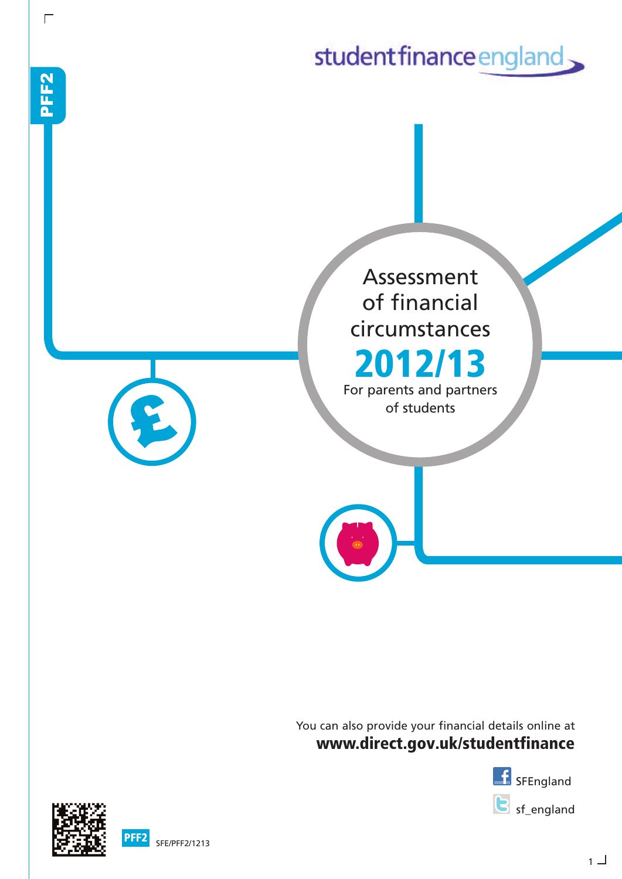PFF2

studentfinanceengland

# Assessment of financial circumstances

# 2012/13

For parents and partners of students

You can also provide your financial details online at
**www.direct.gov.uk/studentfinance**

SFEngland

sf_england

PFF2 SFE/PFF2/1213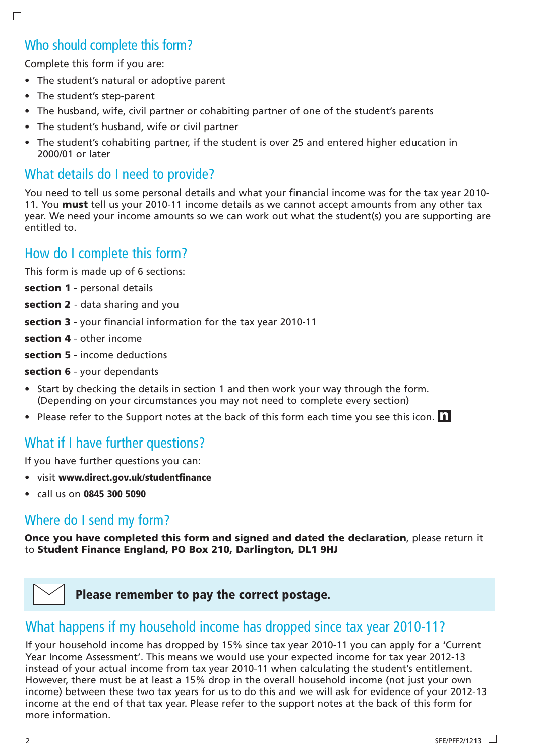## Who should complete this form?

Complete this form if you are:

- The student's natural or adoptive parent
- The student's step-parent
- The husband, wife, civil partner or cohabiting partner of one of the student's parents
- The student's husband, wife or civil partner
- The student's cohabiting partner, if the student is over 25 and entered higher education in 2000/01 or later

## What details do I need to provide?

You need to tell us some personal details and what your financial income was for the tax year 2010-11. You **must** tell us your 2010-11 income details as we cannot accept amounts from any other tax year. We need your income amounts so we can work out what the student(s) you are supporting are entitled to.

## How do I complete this form?

This form is made up of 6 sections:

**section 1** - personal details

**section 2** - data sharing and you

**section 3** - your financial information for the tax year 2010-11

**section 4** - other income

**section 5** - income deductions

**section 6** - your dependants

- Start by checking the details in section 1 and then work your way through the form. (Depending on your circumstances you may not need to complete every section)
- Please refer to the Support notes at the back of this form each time you see this icon. **n**

## What if I have further questions?

If you have further questions you can:

- visit **www.direct.gov.uk/studentfinance**
- call us on **0845 300 5090**

## Where do I send my form?

**Once you have completed this form and signed and dated the declaration**, please return it to **Student Finance England, PO Box 210, Darlington, DL1 9HJ**

**Please remember to pay the correct postage.**

## What happens if my household income has dropped since tax year 2010-11?

If your household income has dropped by 15% since tax year 2010-11 you can apply for a 'Current Year Income Assessment'. This means we would use your expected income for tax year 2012-13 instead of your actual income from tax year 2010-11 when calculating the student's entitlement. However, there must be at least a 15% drop in the overall household income (not just your own income) between these two tax years for us to do this and we will ask for evidence of your 2012-13 income at the end of that tax year. Please refer to the support notes at the back of this form for more information.

SFE/PFF2/1213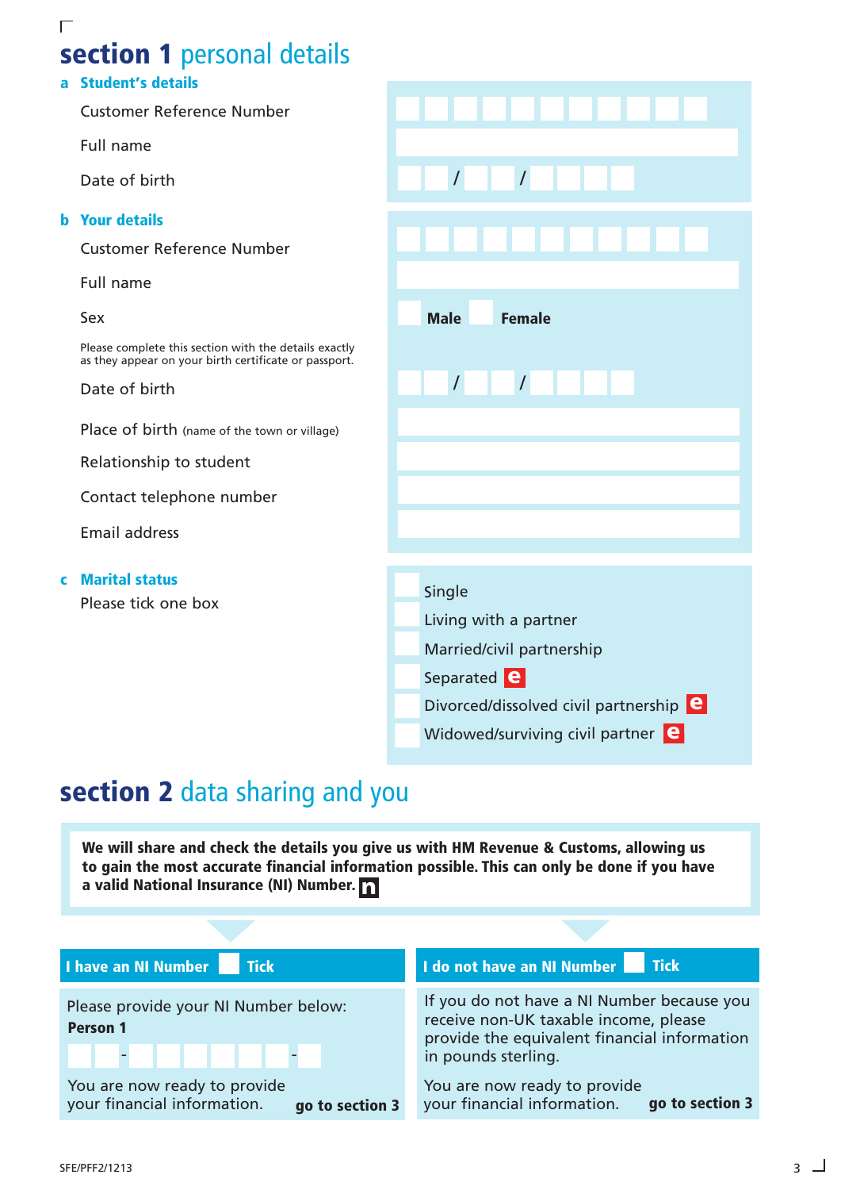# section 1 personal details

### a Student's details

Customer Reference Number

Full name

Date of birth  / /

### b Your details

Customer Reference Number

Full name

Sex  Male  Female

Please complete this section with the details exactly as they appear on your birth certificate or passport.

Date of birth  / /

Place of birth (name of the town or village)

Relationship to student

Contact telephone number

Email address

### c Marital status

Please tick one box

- Single
- Living with a partner
- Married/civil partnership
- Separated e
- Divorced/dissolved civil partnership e
- Widowed/surviving civil partner e

# section 2 data sharing and you

**We will share and check the details you give us with HM Revenue & Customs, allowing us to gain the most accurate financial information possible. This can only be done if you have a valid National Insurance (NI) Number.** n

**I have an NI Number** Tick

Please provide your NI Number below:

**Person 1**

 - -

You are now ready to provide your financial information. **go to section 3**

**I do not have an NI Number** Tick

If you do not have a NI Number because you receive non-UK taxable income, please provide the equivalent financial information in pounds sterling.

You are now ready to provide your financial information. **go to section 3**

SFE/PFF2/1213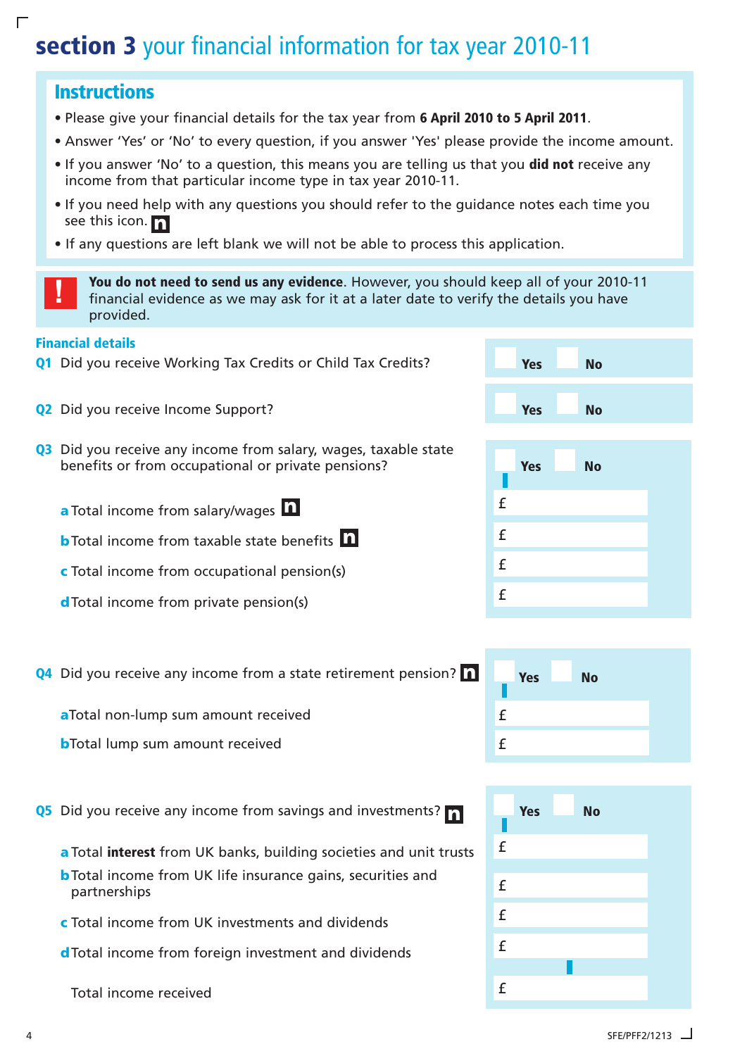# section 3 your financial information for tax year 2010-11

## Instructions

- Please give your financial details for the tax year from **6 April 2010 to 5 April 2011**.
- Answer 'Yes' or 'No' to every question, if you answer 'Yes' please provide the income amount.
- If you answer 'No' to a question, this means you are telling us that you **did not** receive any income from that particular income type in tax year 2010-11.
- If you need help with any questions you should refer to the guidance notes each time you see this icon. **n**
- If any questions are left blank we will not be able to process this application.

**!** **You do not need to send us any evidence**. However, you should keep all of your 2010-11 financial evidence as we may ask for it at a later date to verify the details you have provided.

### Financial details

**Q1** Did you receive Working Tax Credits or Child Tax Credits? ☐ **Yes** ☐ **No**

**Q2** Did you receive Income Support? ☐ **Yes** ☐ **No**

**Q3** Did you receive any income from salary, wages, taxable state benefits or from occupational or private pensions? ☐ **Yes** ☐ **No**

- **a** Total income from salary/wages **n** £
- **b** Total income from taxable state benefits **n** £
- **c** Total income from occupational pension(s) £
- **d** Total income from private pension(s) £

**Q4** Did you receive any income from a state retirement pension? **n** ☐ **Yes** ☐ **No**

- **a** Total non-lump sum amount received £
- **b** Total lump sum amount received £

**Q5** Did you receive any income from savings and investments? **n** ☐ **Yes** ☐ **No**

- **a** Total **interest** from UK banks, building societies and unit trusts £
- **b** Total income from UK life insurance gains, securities and partnerships £
- **c** Total income from UK investments and dividends £
- **d** Total income from foreign investment and dividends £

Total income received £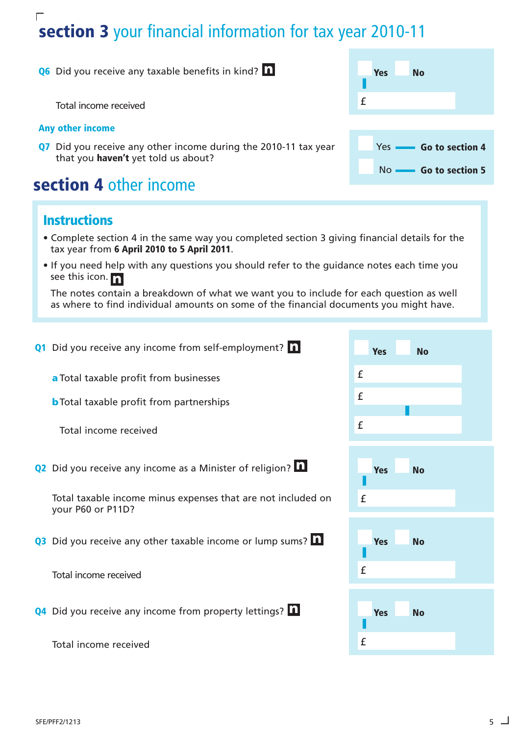## section 3 your financial information for tax year 2010-11

**Q6** Did you receive any taxable benefits in kind?

Yes | No

Total income received £

### Any other income

**Q7** Did you receive any other income during the 2010-11 tax year that you **haven't** yet told us about?

Yes — **Go to section 4**

No — **Go to section 5**

## section 4 other income

### Instructions

- Complete section 4 in the same way you completed section 3 giving financial details for the tax year from **6 April 2010 to 5 April 2011**.
- If you need help with any questions you should refer to the guidance notes each time you see this icon.

  The notes contain a breakdown of what we want you to include for each question as well as where to find individual amounts on some of the financial documents you might have.

**Q1** Did you receive any income from self-employment?

Yes | No

**a** Total taxable profit from businesses £

**b** Total taxable profit from partnerships £

Total income received £

**Q2** Did you receive any income as a Minister of religion?

Yes | No

Total taxable income minus expenses that are not included on your P60 or P11D? £

**Q3** Did you receive any other taxable income or lump sums?

Yes | No

Total income received £

**Q4** Did you receive any income from property lettings?

Yes | No

Total income received £

SFE/PFF2/1213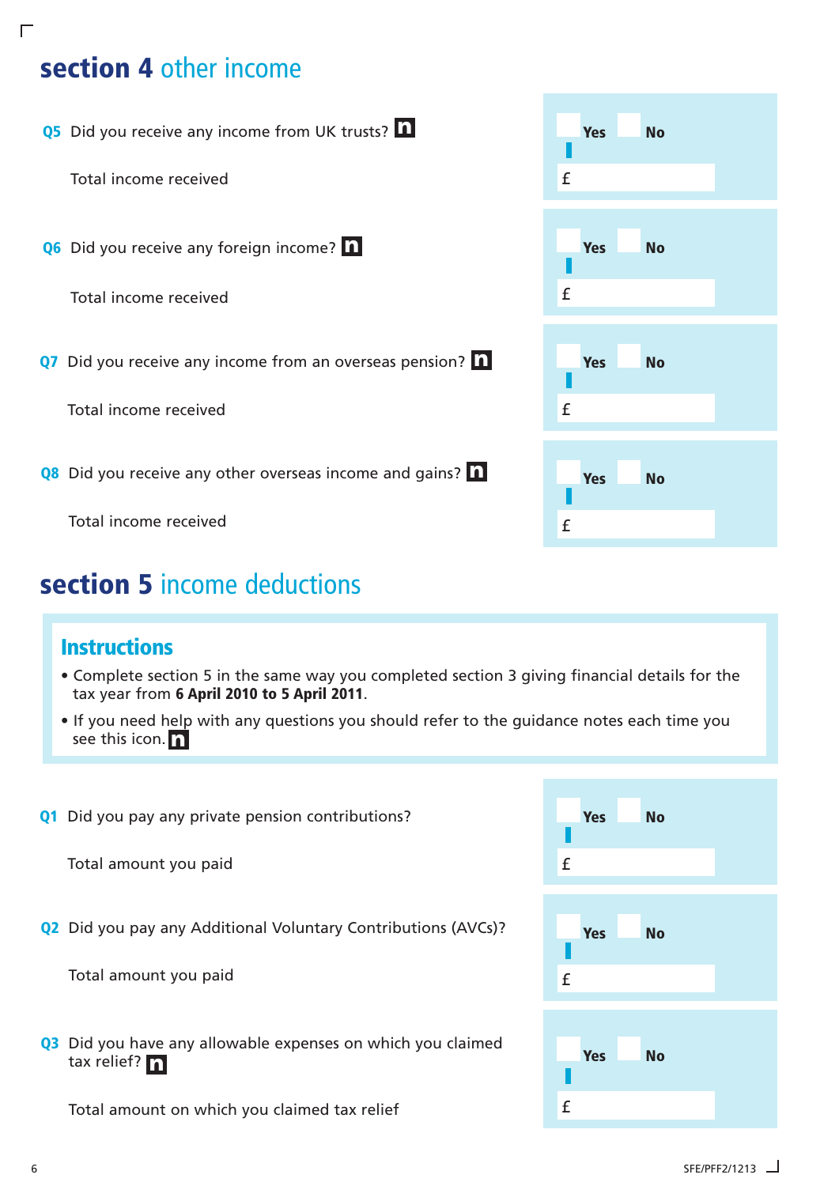## section 4 other income

**Q5** Did you receive any income from UK trusts?

Yes ☐ No ☐

Total income received £

**Q6** Did you receive any foreign income?

Yes ☐ No ☐

Total income received £

**Q7** Did you receive any income from an overseas pension?

Yes ☐ No ☐

Total income received £

**Q8** Did you receive any other overseas income and gains?

Yes ☐ No ☐

Total income received £

## section 5 income deductions

### Instructions

- Complete section 5 in the same way you completed section 3 giving financial details for the tax year from **6 April 2010 to 5 April 2011**.
- If you need help with any questions you should refer to the guidance notes each time you see this icon.

**Q1** Did you pay any private pension contributions?

Yes ☐ No ☐

Total amount you paid £

**Q2** Did you pay any Additional Voluntary Contributions (AVCs)?

Yes ☐ No ☐

Total amount you paid £

**Q3** Did you have any allowable expenses on which you claimed tax relief?

Yes ☐ No ☐

Total amount on which you claimed tax relief £

SFE/PFF2/1213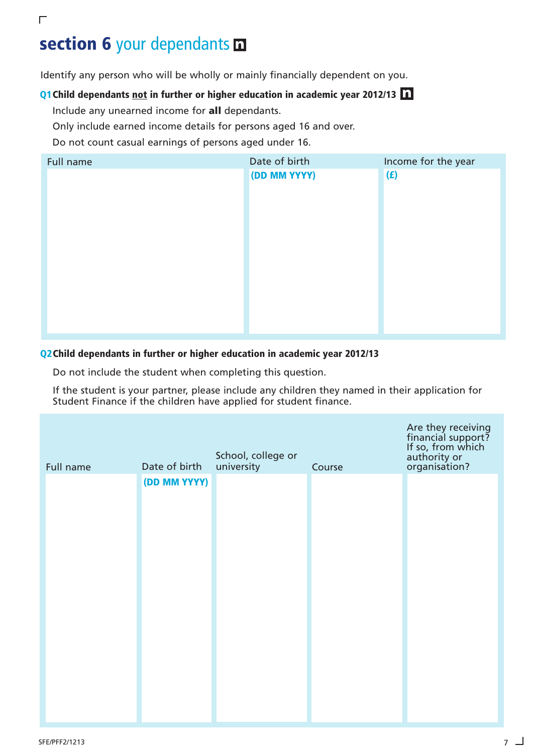# section 6 your dependants **n**

Identify any person who will be wholly or mainly financially dependent on you.

**Q1 Child dependants not in further or higher education in academic year 2012/13** **n**

Include any unearned income for **all** dependants.

Only include earned income details for persons aged 16 and over.

Do not count casual earnings of persons aged under 16.

| Full name | Date of birth (DD MM YYYY) | Income for the year (£) |
|---|---|---|
| | | |

**Q2 Child dependants in further or higher education in academic year 2012/13**

Do not include the student when completing this question.

If the student is your partner, please include any children they named in their application for Student Finance if the children have applied for student finance.

| Full name | Date of birth (DD MM YYYY) | School, college or university | Course | Are they receiving financial support? If so, from which authority or organisation? |
|---|---|---|---|---|
| | | | | |

SFE/PFF2/1213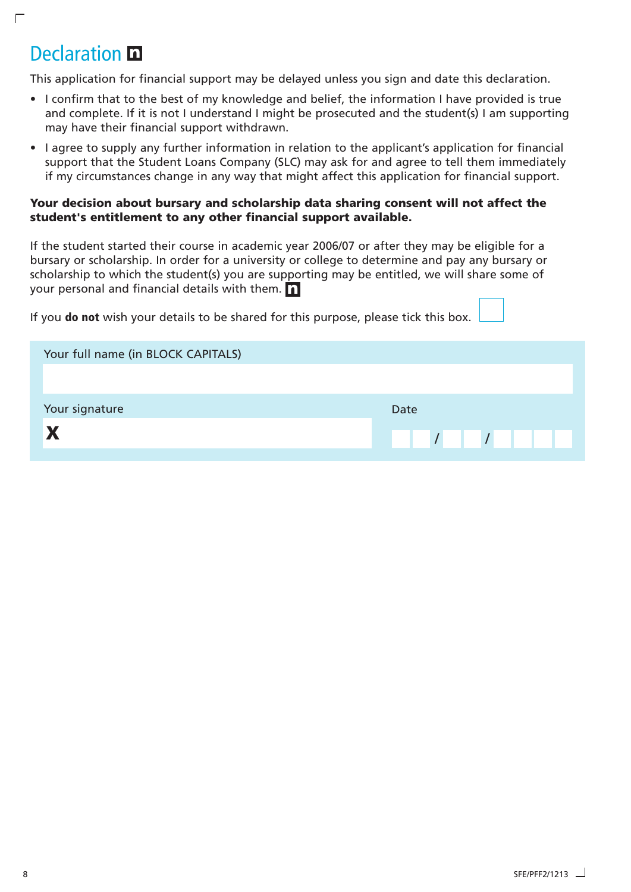# Declaration n

This application for financial support may be delayed unless you sign and date this declaration.

- I confirm that to the best of my knowledge and belief, the information I have provided is true and complete. If it is not I understand I might be prosecuted and the student(s) I am supporting may have their financial support withdrawn.
- I agree to supply any further information in relation to the applicant's application for financial support that the Student Loans Company (SLC) may ask for and agree to tell them immediately if my circumstances change in any way that might affect this application for financial support.

**Your decision about bursary and scholarship data sharing consent will not affect the student's entitlement to any other financial support available.**

If the student started their course in academic year 2006/07 or after they may be eligible for a bursary or scholarship. In order for a university or college to determine and pay any bursary or scholarship to which the student(s) you are supporting may be entitled, we will share some of your personal and financial details with them. n

If you **do not** wish your details to be shared for this purpose, please tick this box. ☐

Your full name (in BLOCK CAPITALS)

Your signature

X

Date

__ __ / __ __ / __ __ __ __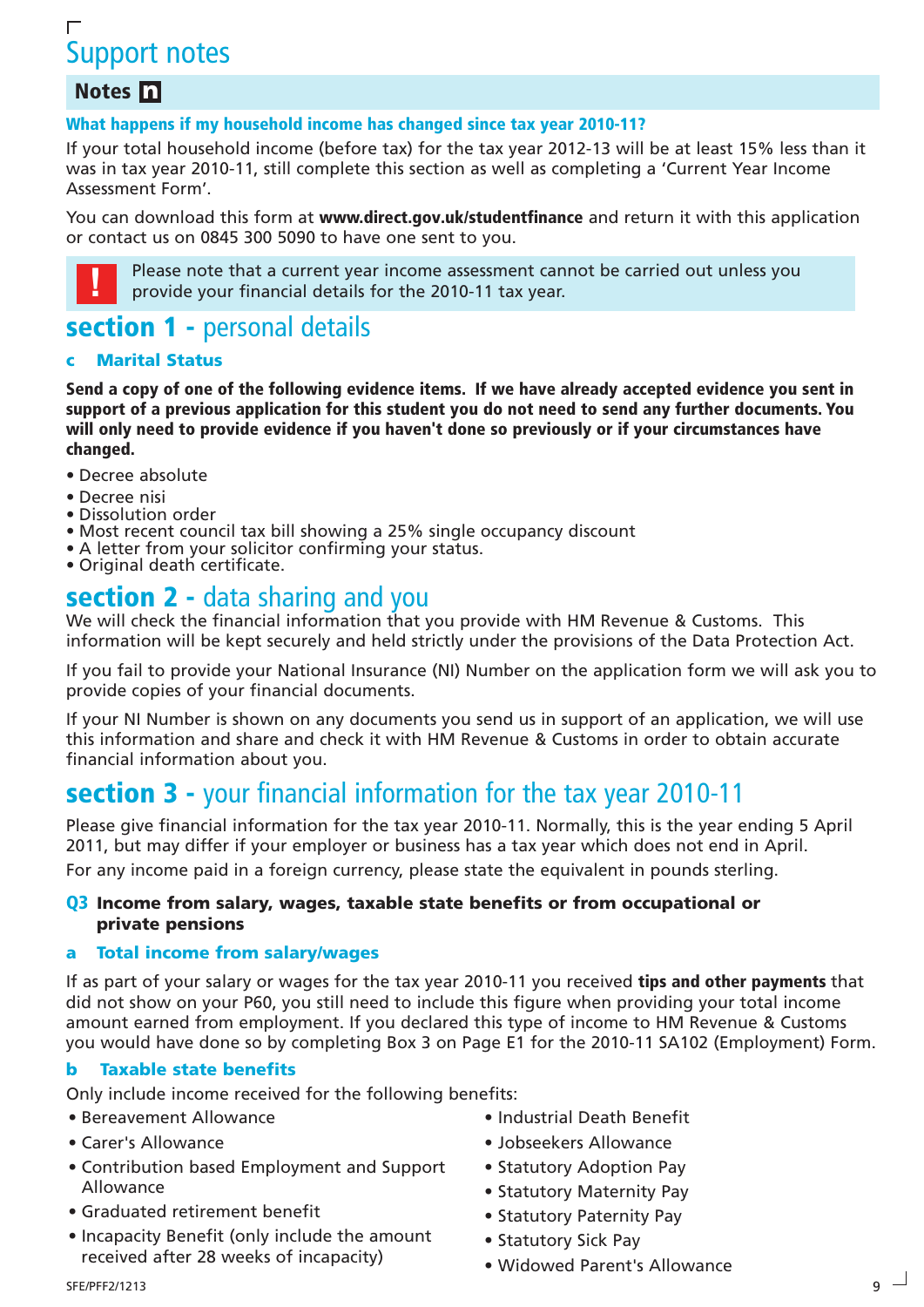# Support notes

## Notes n

### What happens if my household income has changed since tax year 2010-11?

If your total household income (before tax) for the tax year 2012-13 will be at least 15% less than it was in tax year 2010-11, still complete this section as well as completing a 'Current Year Income Assessment Form'.

You can download this form at **www.direct.gov.uk/studentfinance** and return it with this application or contact us on 0845 300 5090 to have one sent to you.

**!** Please note that a current year income assessment cannot be carried out unless you provide your financial details for the 2010-11 tax year.

## section 1 - personal details

### c Marital Status

**Send a copy of one of the following evidence items. If we have already accepted evidence you sent in support of a previous application for this student you do not need to send any further documents. You will only need to provide evidence if you haven't done so previously or if your circumstances have changed.**

- Decree absolute
- Decree nisi
- Dissolution order
- Most recent council tax bill showing a 25% single occupancy discount
- A letter from your solicitor confirming your status.
- Original death certificate.

## section 2 - data sharing and you

We will check the financial information that you provide with HM Revenue & Customs. This information will be kept securely and held strictly under the provisions of the Data Protection Act.

If you fail to provide your National Insurance (NI) Number on the application form we will ask you to provide copies of your financial documents.

If your NI Number is shown on any documents you send us in support of an application, we will use this information and share and check it with HM Revenue & Customs in order to obtain accurate financial information about you.

## section 3 - your financial information for the tax year 2010-11

Please give financial information for the tax year 2010-11. Normally, this is the year ending 5 April 2011, but may differ if your employer or business has a tax year which does not end in April.
For any income paid in a foreign currency, please state the equivalent in pounds sterling.

### Q3 Income from salary, wages, taxable state benefits or from occupational or private pensions

### a Total income from salary/wages

If as part of your salary or wages for the tax year 2010-11 you received **tips and other payments** that did not show on your P60, you still need to include this figure when providing your total income amount earned from employment. If you declared this type of income to HM Revenue & Customs you would have done so by completing Box 3 on Page E1 for the 2010-11 SA102 (Employment) Form.

### b Taxable state benefits

Only include income received for the following benefits:

- Bereavement Allowance
- Carer's Allowance
- Contribution based Employment and Support Allowance
- Graduated retirement benefit
- Incapacity Benefit (only include the amount received after 28 weeks of incapacity)
- Industrial Death Benefit
- Jobseekers Allowance
- Statutory Adoption Pay
- Statutory Maternity Pay
- Statutory Paternity Pay
- Statutory Sick Pay
- Widowed Parent's Allowance

SFE/PFF2/1213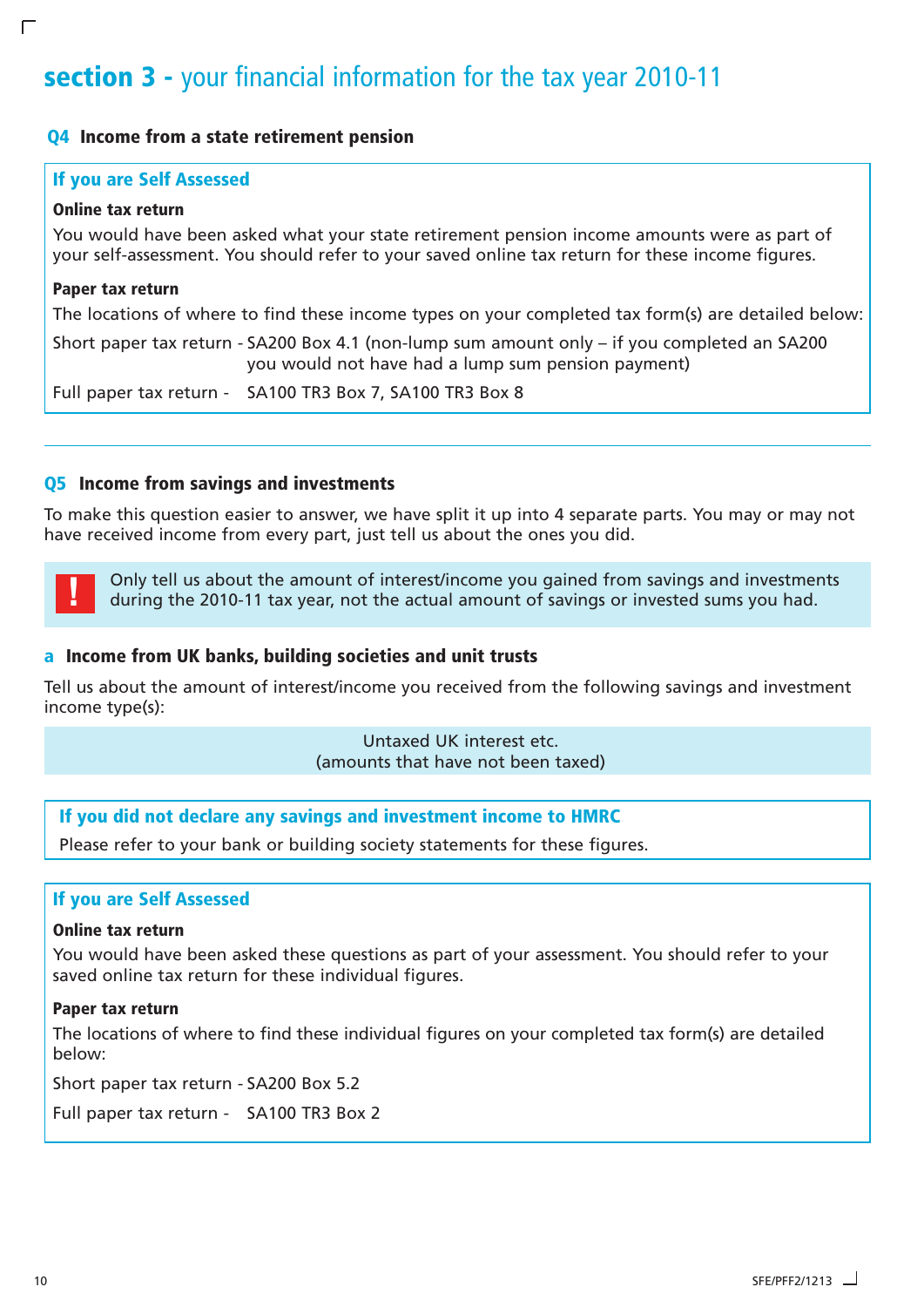# section 3 - your financial information for the tax year 2010-11

## Q4 Income from a state retirement pension

### If you are Self Assessed

**Online tax return**

You would have been asked what your state retirement pension income amounts were as part of your self-assessment. You should refer to your saved online tax return for these income figures.

**Paper tax return**

The locations of where to find these income types on your completed tax form(s) are detailed below:

Short paper tax return - SA200 Box 4.1 (non-lump sum amount only – if you completed an SA200 you would not have had a lump sum pension payment)

Full paper tax return - SA100 TR3 Box 7, SA100 TR3 Box 8

---

## Q5 Income from savings and investments

To make this question easier to answer, we have split it up into 4 separate parts. You may or may not have received income from every part, just tell us about the ones you did.

**!** Only tell us about the amount of interest/income you gained from savings and investments during the 2010-11 tax year, not the actual amount of savings or invested sums you had.

### a Income from UK banks, building societies and unit trusts

Tell us about the amount of interest/income you received from the following savings and investment income type(s):

Untaxed UK interest etc.
(amounts that have not been taxed)

### If you did not declare any savings and investment income to HMRC

Please refer to your bank or building society statements for these figures.

### If you are Self Assessed

**Online tax return**

You would have been asked these questions as part of your assessment. You should refer to your saved online tax return for these individual figures.

**Paper tax return**

The locations of where to find these individual figures on your completed tax form(s) are detailed below:

Short paper tax return - SA200 Box 5.2

Full paper tax return - SA100 TR3 Box 2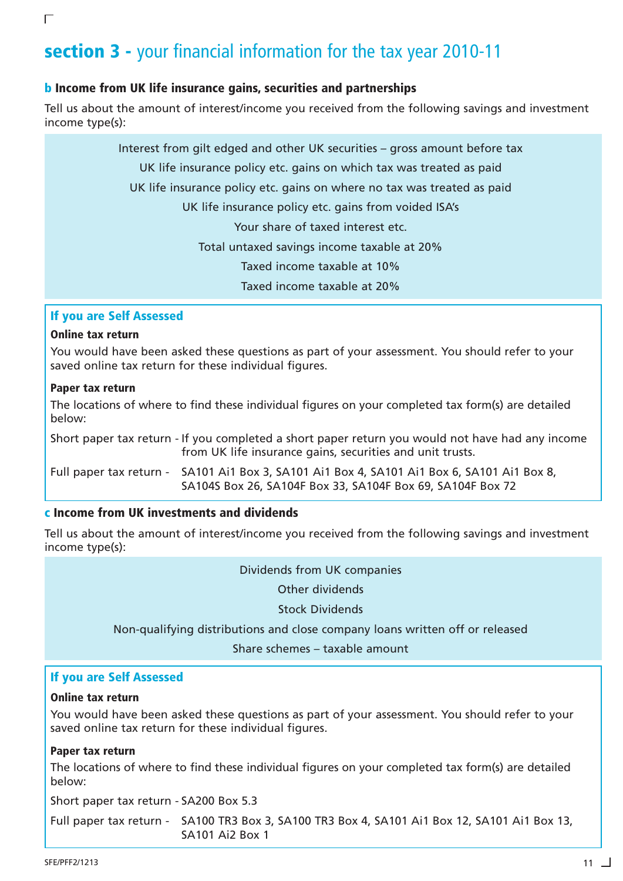# section 3 - your financial information for the tax year 2010-11

## b Income from UK life insurance gains, securities and partnerships

Tell us about the amount of interest/income you received from the following savings and investment income type(s):

Interest from gilt edged and other UK securities – gross amount before tax

UK life insurance policy etc. gains on which tax was treated as paid

UK life insurance policy etc. gains on where no tax was treated as paid

UK life insurance policy etc. gains from voided ISA's

Your share of taxed interest etc.

Total untaxed savings income taxable at 20%

Taxed income taxable at 10%

Taxed income taxable at 20%

### If you are Self Assessed

**Online tax return**

You would have been asked these questions as part of your assessment. You should refer to your saved online tax return for these individual figures.

**Paper tax return**

The locations of where to find these individual figures on your completed tax form(s) are detailed below:

Short paper tax return - If you completed a short paper return you would not have had any income from UK life insurance gains, securities and unit trusts.

Full paper tax return - SA101 Ai1 Box 3, SA101 Ai1 Box 4, SA101 Ai1 Box 6, SA101 Ai1 Box 8, SA104S Box 26, SA104F Box 33, SA104F Box 69, SA104F Box 72

## c Income from UK investments and dividends

Tell us about the amount of interest/income you received from the following savings and investment income type(s):

Dividends from UK companies

Other dividends

Stock Dividends

Non-qualifying distributions and close company loans written off or released

Share schemes – taxable amount

### If you are Self Assessed

**Online tax return**

You would have been asked these questions as part of your assessment. You should refer to your saved online tax return for these individual figures.

**Paper tax return**

The locations of where to find these individual figures on your completed tax form(s) are detailed below:

Short paper tax return - SA200 Box 5.3

Full paper tax return - SA100 TR3 Box 3, SA100 TR3 Box 4, SA101 Ai1 Box 12, SA101 Ai1 Box 13, SA101 Ai2 Box 1

SFE/PFF2/1213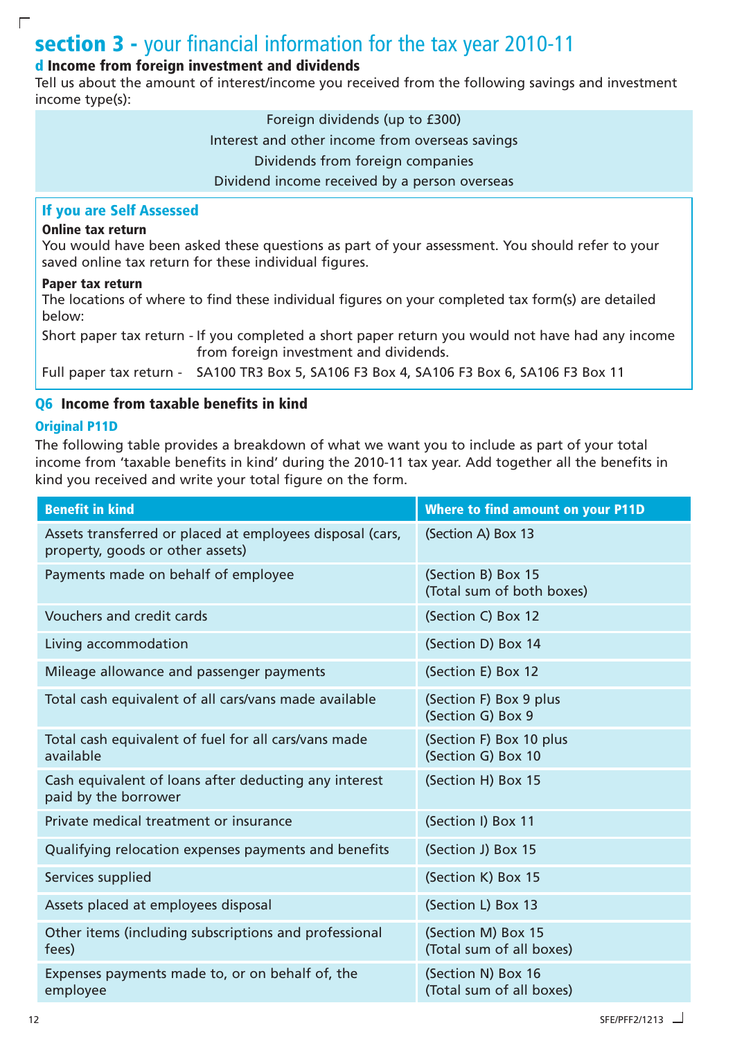# section 3 - your financial information for the tax year 2010-11

### d Income from foreign investment and dividends

Tell us about the amount of interest/income you received from the following savings and investment income type(s):

Foreign dividends (up to £300)
Interest and other income from overseas savings
Dividends from foreign companies
Dividend income received by a person overseas

### If you are Self Assessed

**Online tax return**
You would have been asked these questions as part of your assessment. You should refer to your saved online tax return for these individual figures.

**Paper tax return**
The locations of where to find these individual figures on your completed tax form(s) are detailed below:

Short paper tax return - If you completed a short paper return you would not have had any income from foreign investment and dividends.

Full paper tax return - SA100 TR3 Box 5, SA106 F3 Box 4, SA106 F3 Box 6, SA106 F3 Box 11

## Q6 Income from taxable benefits in kind

### Original P11D

The following table provides a breakdown of what we want you to include as part of your total income from 'taxable benefits in kind' during the 2010-11 tax year. Add together all the benefits in kind you received and write your total figure on the form.

| Benefit in kind | Where to find amount on your P11D |
|---|---|
| Assets transferred or placed at employees disposal (cars, property, goods or other assets) | (Section A) Box 13 |
| Payments made on behalf of employee | (Section B) Box 15 (Total sum of both boxes) |
| Vouchers and credit cards | (Section C) Box 12 |
| Living accommodation | (Section D) Box 14 |
| Mileage allowance and passenger payments | (Section E) Box 12 |
| Total cash equivalent of all cars/vans made available | (Section F) Box 9 plus (Section G) Box 9 |
| Total cash equivalent of fuel for all cars/vans made available | (Section F) Box 10 plus (Section G) Box 10 |
| Cash equivalent of loans after deducting any interest paid by the borrower | (Section H) Box 15 |
| Private medical treatment or insurance | (Section I) Box 11 |
| Qualifying relocation expenses payments and benefits | (Section J) Box 15 |
| Services supplied | (Section K) Box 15 |
| Assets placed at employees disposal | (Section L) Box 13 |
| Other items (including subscriptions and professional fees) | (Section M) Box 15 (Total sum of all boxes) |
| Expenses payments made to, or on behalf of, the employee | (Section N) Box 16 (Total sum of all boxes) |

SFE/PFF2/1213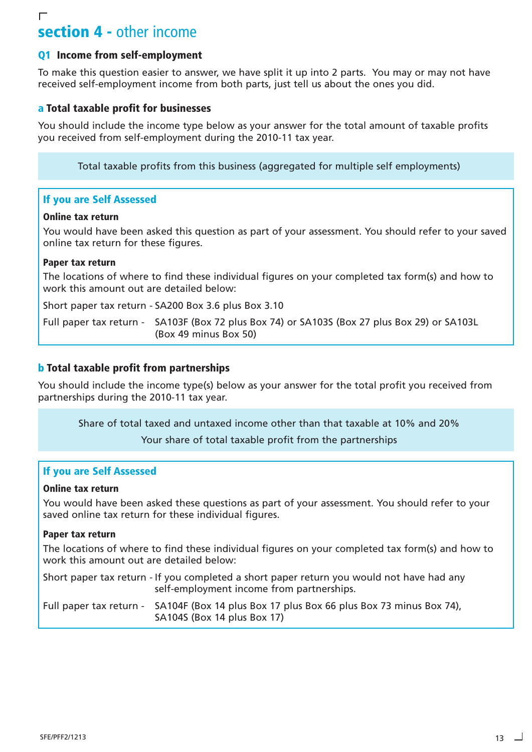# section 4 - other income

## Q1 Income from self-employment

To make this question easier to answer, we have split it up into 2 parts. You may or may not have received self-employment income from both parts, just tell us about the ones you did.

### a Total taxable profit for businesses

You should include the income type below as your answer for the total amount of taxable profits you received from self-employment during the 2010-11 tax year.

> Total taxable profits from this business (aggregated for multiple self employments)

#### If you are Self Assessed

**Online tax return**

You would have been asked this question as part of your assessment. You should refer to your saved online tax return for these figures.

**Paper tax return**

The locations of where to find these individual figures on your completed tax form(s) and how to work this amount out are detailed below:

Short paper tax return - SA200 Box 3.6 plus Box 3.10

Full paper tax return - SA103F (Box 72 plus Box 74) or SA103S (Box 27 plus Box 29) or SA103L (Box 49 minus Box 50)

### b Total taxable profit from partnerships

You should include the income type(s) below as your answer for the total profit you received from partnerships during the 2010-11 tax year.

> Share of total taxed and untaxed income other than that taxable at 10% and 20%
>
> Your share of total taxable profit from the partnerships

#### If you are Self Assessed

**Online tax return**

You would have been asked these questions as part of your assessment. You should refer to your saved online tax return for these individual figures.

**Paper tax return**

The locations of where to find these individual figures on your completed tax form(s) and how to work this amount out are detailed below:

Short paper tax return - If you completed a short paper return you would not have had any self-employment income from partnerships.

Full paper tax return - SA104F (Box 14 plus Box 17 plus Box 66 plus Box 73 minus Box 74), SA104S (Box 14 plus Box 17)

SFE/PFF2/1213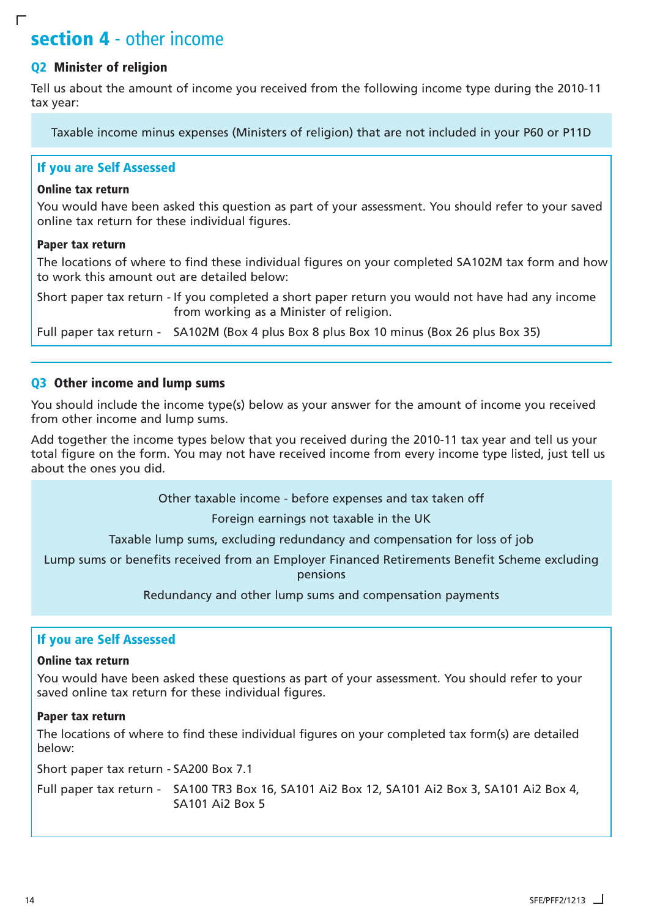## section 4 - other income

### Q2 Minister of religion

Tell us about the amount of income you received from the following income type during the 2010-11 tax year:

Taxable income minus expenses (Ministers of religion) that are not included in your P60 or P11D

#### If you are Self Assessed

**Online tax return**

You would have been asked this question as part of your assessment. You should refer to your saved online tax return for these individual figures.

**Paper tax return**

The locations of where to find these individual figures on your completed SA102M tax form and how to work this amount out are detailed below:

Short paper tax return - If you completed a short paper return you would not have had any income from working as a Minister of religion.

Full paper tax return - SA102M (Box 4 plus Box 8 plus Box 10 minus (Box 26 plus Box 35)

### Q3 Other income and lump sums

You should include the income type(s) below as your answer for the amount of income you received from other income and lump sums.

Add together the income types below that you received during the 2010-11 tax year and tell us your total figure on the form. You may not have received income from every income type listed, just tell us about the ones you did.

Other taxable income - before expenses and tax taken off

Foreign earnings not taxable in the UK

Taxable lump sums, excluding redundancy and compensation for loss of job

Lump sums or benefits received from an Employer Financed Retirements Benefit Scheme excluding pensions

Redundancy and other lump sums and compensation payments

#### If you are Self Assessed

**Online tax return**

You would have been asked these questions as part of your assessment. You should refer to your saved online tax return for these individual figures.

**Paper tax return**

The locations of where to find these individual figures on your completed tax form(s) are detailed below:

Short paper tax return - SA200 Box 7.1

Full paper tax return - SA100 TR3 Box 16, SA101 Ai2 Box 12, SA101 Ai2 Box 3, SA101 Ai2 Box 4, SA101 Ai2 Box 5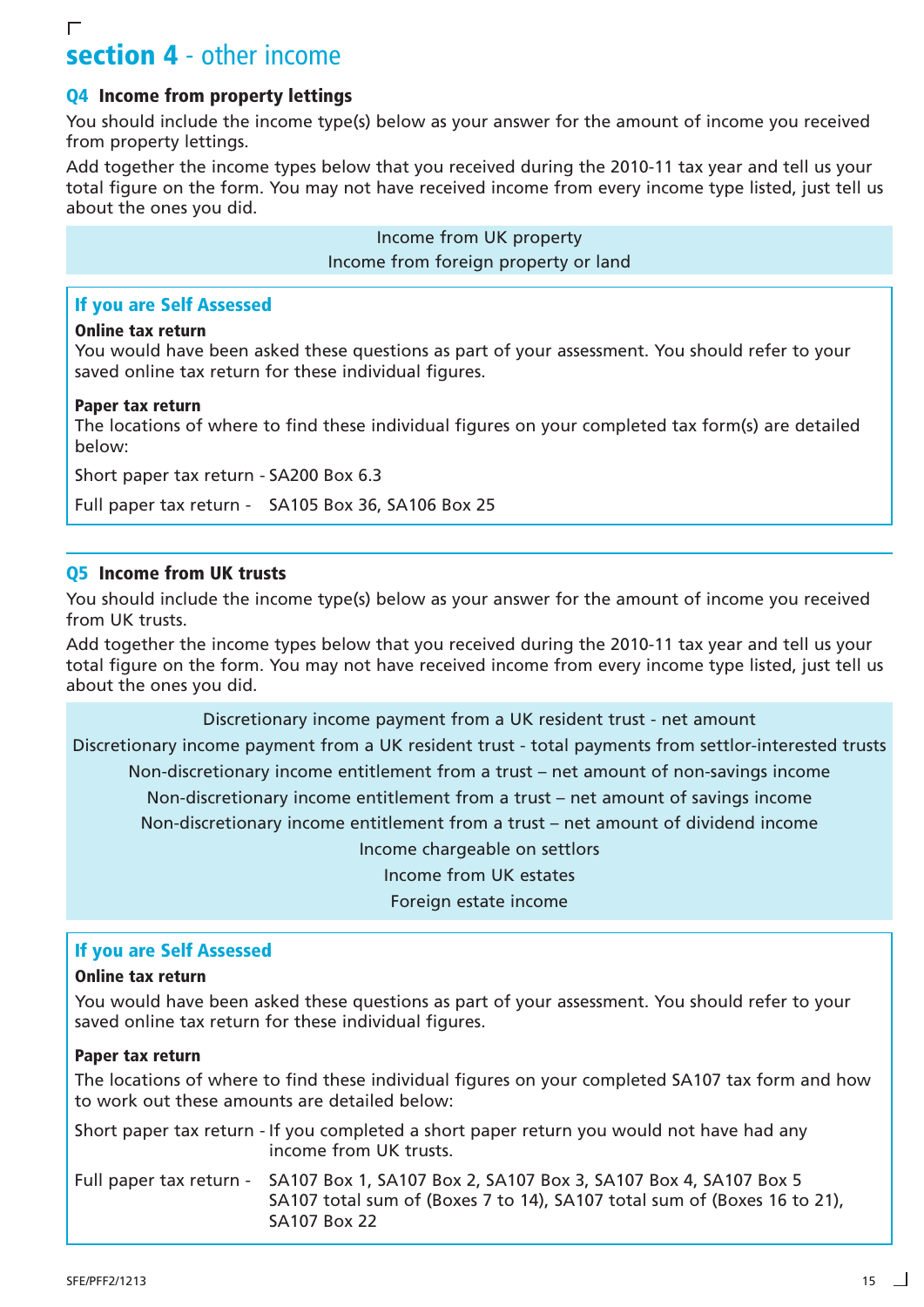# section 4 - other income

## Q4 Income from property lettings

You should include the income type(s) below as your answer for the amount of income you received from property lettings.

Add together the income types below that you received during the 2010-11 tax year and tell us your total figure on the form. You may not have received income from every income type listed, just tell us about the ones you did.

Income from UK property
Income from foreign property or land

### If you are Self Assessed

**Online tax return**
You would have been asked these questions as part of your assessment. You should refer to your saved online tax return for these individual figures.

**Paper tax return**
The locations of where to find these individual figures on your completed tax form(s) are detailed below:

Short paper tax return - SA200 Box 6.3

Full paper tax return - SA105 Box 36, SA106 Box 25

## Q5 Income from UK trusts

You should include the income type(s) below as your answer for the amount of income you received from UK trusts.

Add together the income types below that you received during the 2010-11 tax year and tell us your total figure on the form. You may not have received income from every income type listed, just tell us about the ones you did.

Discretionary income payment from a UK resident trust - net amount
Discretionary income payment from a UK resident trust - total payments from settlor-interested trusts
Non-discretionary income entitlement from a trust – net amount of non-savings income
Non-discretionary income entitlement from a trust – net amount of savings income
Non-discretionary income entitlement from a trust – net amount of dividend income
Income chargeable on settlors
Income from UK estates
Foreign estate income

### If you are Self Assessed

**Online tax return**

You would have been asked these questions as part of your assessment. You should refer to your saved online tax return for these individual figures.

**Paper tax return**

The locations of where to find these individual figures on your completed SA107 tax form and how to work out these amounts are detailed below:

Short paper tax return - If you completed a short paper return you would not have had any income from UK trusts.

Full paper tax return - SA107 Box 1, SA107 Box 2, SA107 Box 3, SA107 Box 4, SA107 Box 5 SA107 total sum of (Boxes 7 to 14), SA107 total sum of (Boxes 16 to 21), SA107 Box 22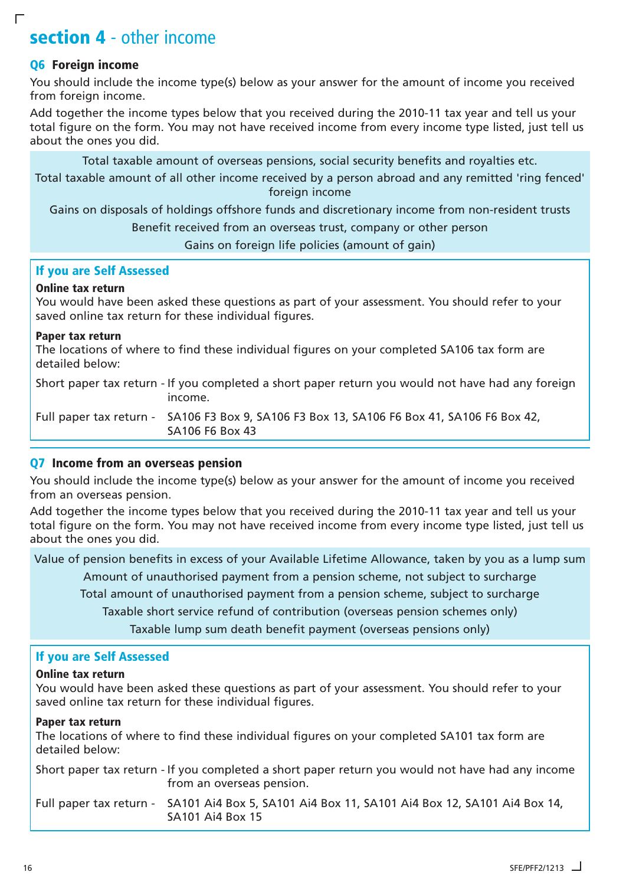# section 4 - other income

## Q6 Foreign income

You should include the income type(s) below as your answer for the amount of income you received from foreign income.

Add together the income types below that you received during the 2010-11 tax year and tell us your total figure on the form. You may not have received income from every income type listed, just tell us about the ones you did.

Total taxable amount of overseas pensions, social security benefits and royalties etc.

Total taxable amount of all other income received by a person abroad and any remitted 'ring fenced' foreign income

Gains on disposals of holdings offshore funds and discretionary income from non-resident trusts

Benefit received from an overseas trust, company or other person

Gains on foreign life policies (amount of gain)

### If you are Self Assessed

**Online tax return**

You would have been asked these questions as part of your assessment. You should refer to your saved online tax return for these individual figures.

**Paper tax return**

The locations of where to find these individual figures on your completed SA106 tax form are detailed below:

Short paper tax return - If you completed a short paper return you would not have had any foreign income.

Full paper tax return - SA106 F3 Box 9, SA106 F3 Box 13, SA106 F6 Box 41, SA106 F6 Box 42, SA106 F6 Box 43

## Q7 Income from an overseas pension

You should include the income type(s) below as your answer for the amount of income you received from an overseas pension.

Add together the income types below that you received during the 2010-11 tax year and tell us your total figure on the form. You may not have received income from every income type listed, just tell us about the ones you did.

Value of pension benefits in excess of your Available Lifetime Allowance, taken by you as a lump sum

Amount of unauthorised payment from a pension scheme, not subject to surcharge

Total amount of unauthorised payment from a pension scheme, subject to surcharge

Taxable short service refund of contribution (overseas pension schemes only)

Taxable lump sum death benefit payment (overseas pensions only)

### If you are Self Assessed

**Online tax return**

You would have been asked these questions as part of your assessment. You should refer to your saved online tax return for these individual figures.

**Paper tax return**

The locations of where to find these individual figures on your completed SA101 tax form are detailed below:

Short paper tax return - If you completed a short paper return you would not have had any income from an overseas pension.

Full paper tax return - SA101 Ai4 Box 5, SA101 Ai4 Box 11, SA101 Ai4 Box 12, SA101 Ai4 Box 14, SA101 Ai4 Box 15

SFE/PFF2/1213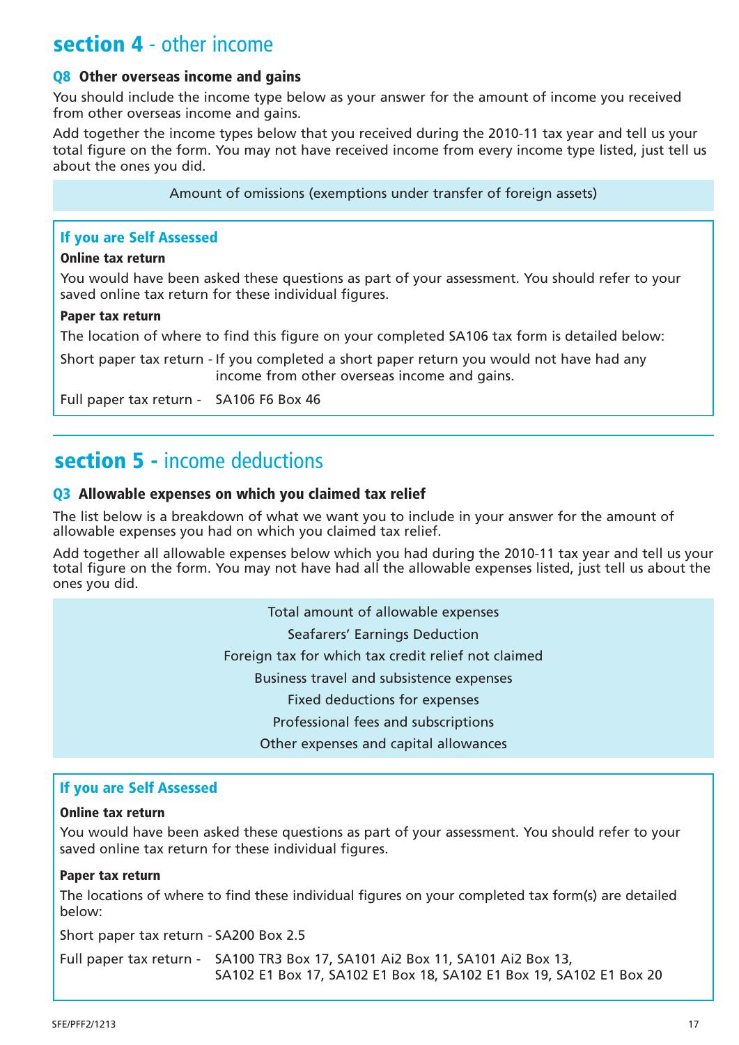## section 4 - other income

### Q8 Other overseas income and gains

You should include the income type below as your answer for the amount of income you received from other overseas income and gains.

Add together the income types below that you received during the 2010-11 tax year and tell us your total figure on the form. You may not have received income from every income type listed, just tell us about the ones you did.

Amount of omissions (exemptions under transfer of foreign assets)

**If you are Self Assessed**

**Online tax return**

You would have been asked these questions as part of your assessment. You should refer to your saved online tax return for these individual figures.

**Paper tax return**

The location of where to find this figure on your completed SA106 tax form is detailed below:

Short paper tax return - If you completed a short paper return you would not have had any income from other overseas income and gains.

Full paper tax return - SA106 F6 Box 46

## section 5 - income deductions

### Q3 Allowable expenses on which you claimed tax relief

The list below is a breakdown of what we want you to include in your answer for the amount of allowable expenses you had on which you claimed tax relief.

Add together all allowable expenses below which you had during the 2010-11 tax year and tell us your total figure on the form. You may not have had all the allowable expenses listed, just tell us about the ones you did.

Total amount of allowable expenses
Seafarers' Earnings Deduction
Foreign tax for which tax credit relief not claimed
Business travel and subsistence expenses
Fixed deductions for expenses
Professional fees and subscriptions
Other expenses and capital allowances

**If you are Self Assessed**

**Online tax return**

You would have been asked these questions as part of your assessment. You should refer to your saved online tax return for these individual figures.

**Paper tax return**

The locations of where to find these individual figures on your completed tax form(s) are detailed below:

Short paper tax return - SA200 Box 2.5

Full paper tax return - SA100 TR3 Box 17, SA101 Ai2 Box 11, SA101 Ai2 Box 13, SA102 E1 Box 17, SA102 E1 Box 18, SA102 E1 Box 19, SA102 E1 Box 20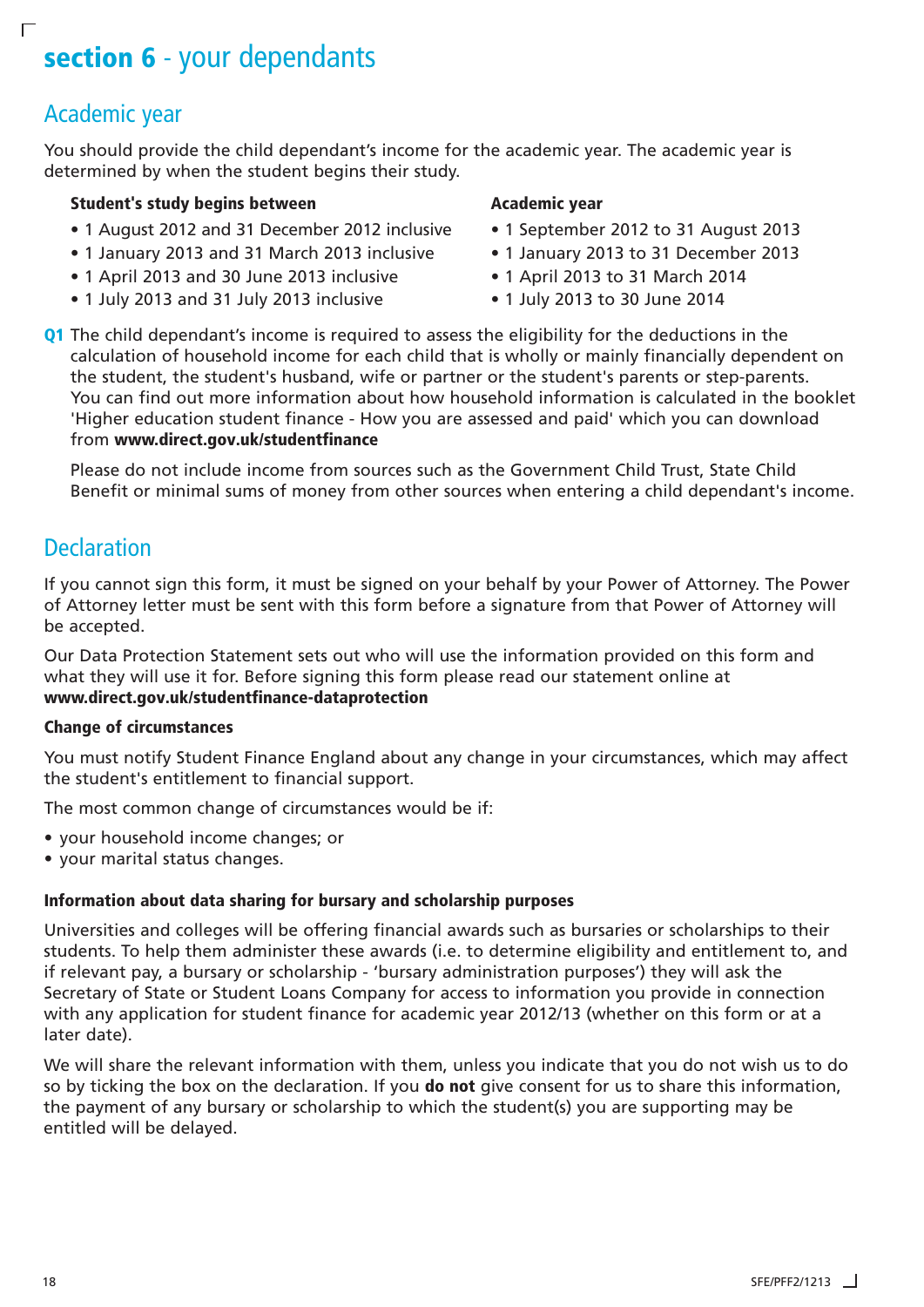# section 6 - your dependants

## Academic year

You should provide the child dependant's income for the academic year. The academic year is determined by when the student begins their study.

| Student's study begins between | Academic year |
|---|---|
| • 1 August 2012 and 31 December 2012 inclusive | • 1 September 2012 to 31 August 2013 |
| • 1 January 2013 and 31 March 2013 inclusive | • 1 January 2013 to 31 December 2013 |
| • 1 April 2013 and 30 June 2013 inclusive | • 1 April 2013 to 31 March 2014 |
| • 1 July 2013 and 31 July 2013 inclusive | • 1 July 2013 to 30 June 2014 |

**Q1** The child dependant's income is required to assess the eligibility for the deductions in the calculation of household income for each child that is wholly or mainly financially dependent on the student, the student's husband, wife or partner or the student's parents or step-parents. You can find out more information about how household information is calculated in the booklet 'Higher education student finance - How you are assessed and paid' which you can download from **www.direct.gov.uk/studentfinance**

Please do not include income from sources such as the Government Child Trust, State Child Benefit or minimal sums of money from other sources when entering a child dependant's income.

## Declaration

If you cannot sign this form, it must be signed on your behalf by your Power of Attorney. The Power of Attorney letter must be sent with this form before a signature from that Power of Attorney will be accepted.

Our Data Protection Statement sets out who will use the information provided on this form and what they will use it for. Before signing this form please read our statement online at **www.direct.gov.uk/studentfinance-dataprotection**

### Change of circumstances

You must notify Student Finance England about any change in your circumstances, which may affect the student's entitlement to financial support.

The most common change of circumstances would be if:

- your household income changes; or
- your marital status changes.

### Information about data sharing for bursary and scholarship purposes

Universities and colleges will be offering financial awards such as bursaries or scholarships to their students. To help them administer these awards (i.e. to determine eligibility and entitlement to, and if relevant pay, a bursary or scholarship - 'bursary administration purposes') they will ask the Secretary of State or Student Loans Company for access to information you provide in connection with any application for student finance for academic year 2012/13 (whether on this form or at a later date).

We will share the relevant information with them, unless you indicate that you do not wish us to do so by ticking the box on the declaration. If you **do not** give consent for us to share this information, the payment of any bursary or scholarship to which the student(s) you are supporting may be entitled will be delayed.